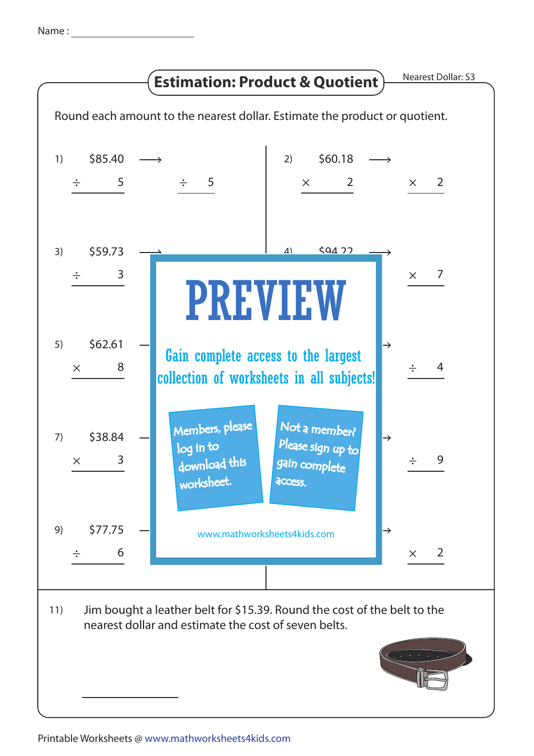Name : ____________________

# Estimation: Product & Quotient

Nearest Dollar: S3

Round each amount to the nearest dollar. Estimate the product or quotient.

1) $85.40 ÷ 5 ⟶ ÷ 5

2) $60.18 × 2 ⟶ × 2

3) $59.73 ÷ 3 ⟶

4) $94.22 ⟶ × 7

5) $62.61 × 8 ⟶

6) ⟶ ÷ 4

7) $38.84 × 3 ⟶

8) ⟶ ÷ 9

9) $77.75 ÷ 6 ⟶

10) ⟶ × 2

**PREVIEW**

Gain complete access to the largest collection of worksheets in all subjects!

Members, please log in to download this worksheet.

Not a member? Please sign up to gain complete access.

www.mathworksheets4kids.com

11) Jim bought a leather belt for $15.39. Round the cost of the belt to the nearest dollar and estimate the cost of seven belts.

____________________

Printable Worksheets @ www.mathworksheets4kids.com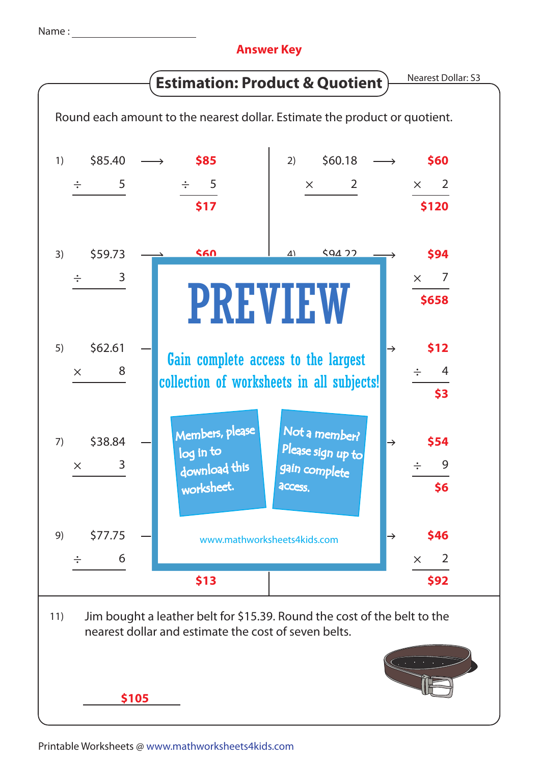Name : ____________________

**Answer Key**

## Estimation: Product & Quotient

Nearest Dollar: S3

Round each amount to the nearest dollar. Estimate the product or quotient.

1) $85.40 ÷ 5 ⟶ **$85 ÷ 5 = $17**

2) $60.18 × 2 ⟶ **$60 × 2 = $120**

3) $59.73 ÷ 3 ⟶ **$60**

4) $94.22 × 7 ⟶ **$94 × 7 = $658**

5) $62.61 × 8

6) ⟶ **$12 ÷ 4 = $3**

7) $38.84 × 3

8) ⟶ **$54 ÷ 9 = $6**

9) $77.75 ÷ 6 ⟶ **$13**

10) ⟶ **$46 × 2 = $92**

PREVIEW

Gain complete access to the largest collection of worksheets in all subjects!

Members, please log in to download this worksheet.

Not a member? Please sign up to gain complete access.

www.mathworksheets4kids.com

11) Jim bought a leather belt for $15.39. Round the cost of the belt to the nearest dollar and estimate the cost of seven belts.

**$105**

Printable Worksheets @ www.mathworksheets4kids.com